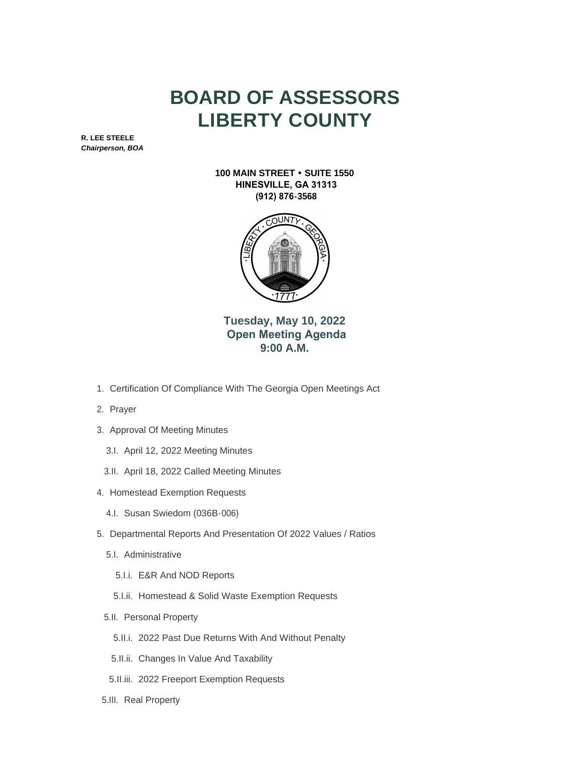# BOARD OF ASSESSORS
# LIBERTY COUNTY

**R. LEE STEELE**
***Chairperson, BOA***

**100 MAIN STREET • SUITE 1550**
**HINESVILLE, GA 31313**
**(912) 876-3568**

## Tuesday, May 10, 2022
## Open Meeting Agenda
## 9:00 A.M.

1. Certification Of Compliance With The Georgia Open Meetings Act
2. Prayer
3. Approval Of Meeting Minutes
   - 3.I. April 12, 2022 Meeting Minutes
   - 3.II. April 18, 2022 Called Meeting Minutes
4. Homestead Exemption Requests
   - 4.I. Susan Swiedom (036B-006)
5. Departmental Reports And Presentation Of 2022 Values / Ratios
   - 5.I. Administrative
     - 5.I.i. E&R And NOD Reports
     - 5.I.ii. Homestead & Solid Waste Exemption Requests
   - 5.II. Personal Property
     - 5.II.i. 2022 Past Due Returns With And Without Penalty
     - 5.II.ii. Changes In Value And Taxability
     - 5.II.iii. 2022 Freeport Exemption Requests
   - 5.III. Real Property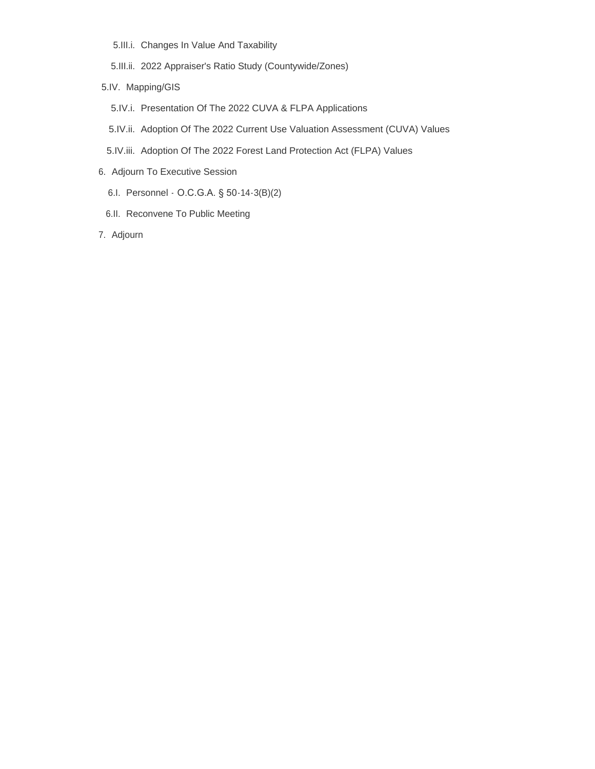5.III.i. Changes In Value And Taxability

5.III.ii. 2022 Appraiser's Ratio Study (Countywide/Zones)

5.IV. Mapping/GIS

5.IV.i. Presentation Of The 2022 CUVA & FLPA Applications

5.IV.ii. Adoption Of The 2022 Current Use Valuation Assessment (CUVA) Values

5.IV.iii. Adoption Of The 2022 Forest Land Protection Act (FLPA) Values

6. Adjourn To Executive Session

6.I. Personnel - O.C.G.A. § 50-14-3(B)(2)

6.II. Reconvene To Public Meeting

7. Adjourn